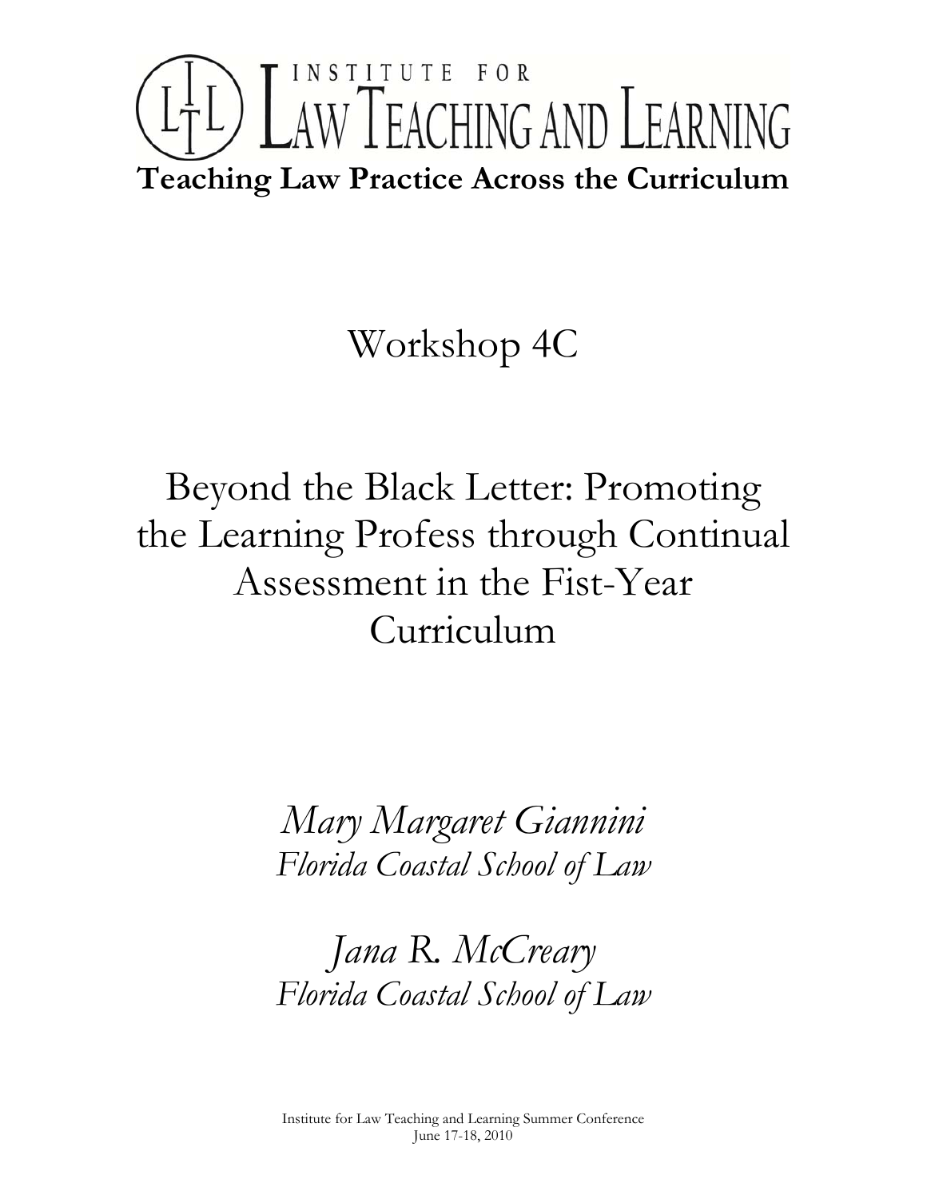# INSTITUTE FOR LAW TEACHING AND LEARNING

**Teaching Law Practice Across the Curriculum**

## Workshop 4C

## Beyond the Black Letter: Promoting the Learning Profess through Continual Assessment in the Fist-Year Curriculum

*Mary Margaret Giannini*
*Florida Coastal School of Law*

*Jana R. McCreary*
*Florida Coastal School of Law*

Institute for Law Teaching and Learning Summer Conference
June 17-18, 2010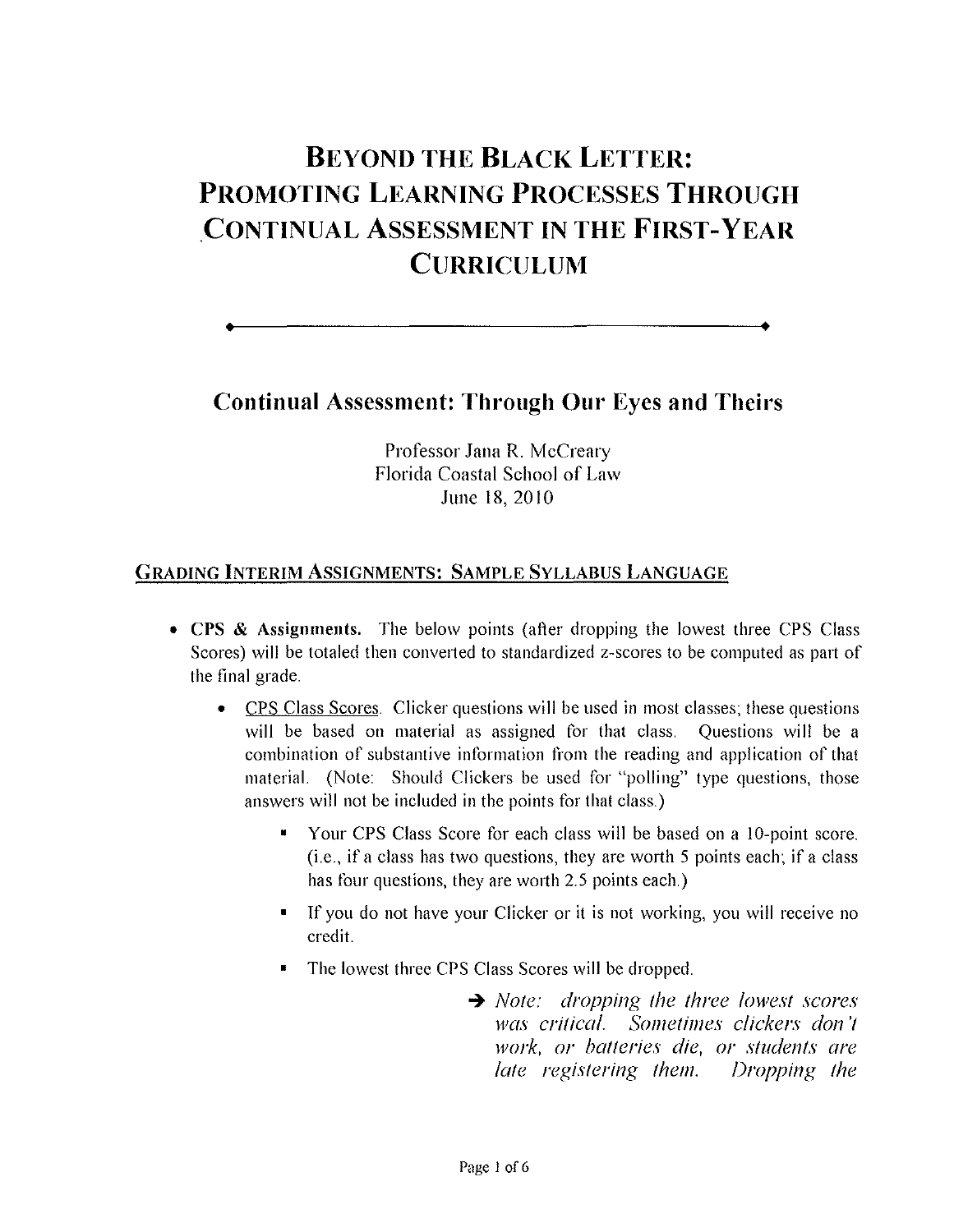# Beyond the Black Letter: Promoting Learning Processes Through Continual Assessment in the First-Year Curriculum

---

## Continual Assessment: Through Our Eyes and Theirs

Professor Jana R. McCreary
Florida Coastal School of Law
June 18, 2010

### Grading Interim Assignments: Sample Syllabus Language

- **CPS & Assignments.** The below points (after dropping the lowest three CPS Class Scores) will be totaled then converted to standardized z-scores to be computed as part of the final grade.
  - CPS Class Scores. Clicker questions will be used in most classes; these questions will be based on material as assigned for that class. Questions will be a combination of substantive information from the reading and application of that material. (Note: Should Clickers be used for "polling" type questions, those answers will not be included in the points for that class.)
    - Your CPS Class Score for each class will be based on a 10-point score. (i.e., if a class has two questions, they are worth 5 points each; if a class has four questions, they are worth 2.5 points each.)
    - If you do not have your Clicker or it is not working, you will receive no credit.
    - The lowest three CPS Class Scores will be dropped.

      → *Note: dropping the three lowest scores was critical. Sometimes clickers don't work, or batteries die, or students are late registering them. Dropping the*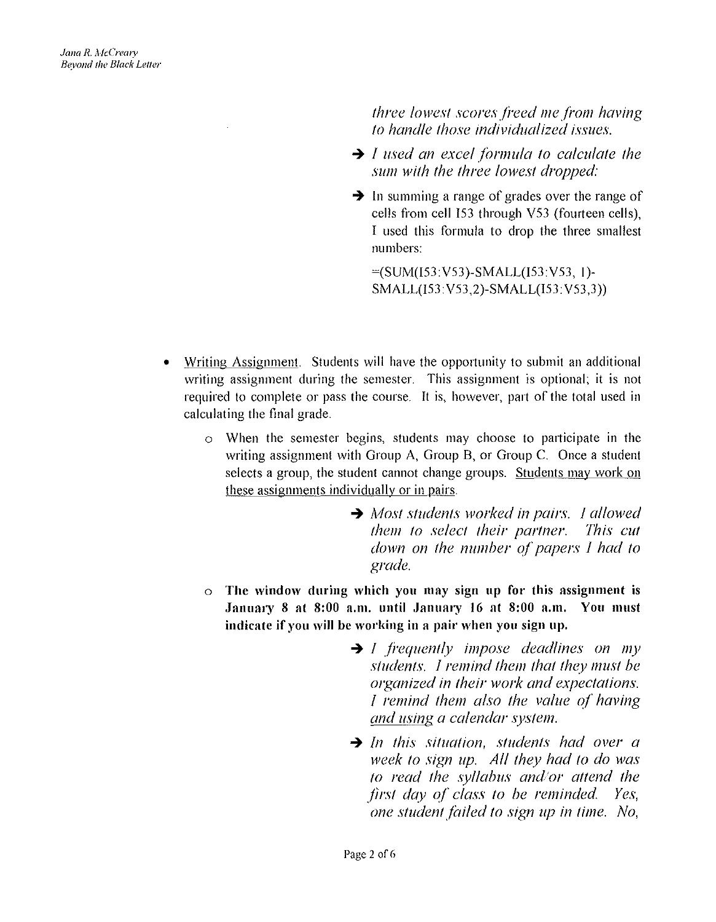*three lowest scores freed me from having to handle those individualized issues.*

→ *I used an excel formula to calculate the sum with the three lowest dropped:*

→ In summing a range of grades over the range of cells from cell I53 through V53 (fourteen cells), I used this formula to drop the three smallest numbers:

=(SUM(I53:V53)-SMALL(I53:V53, 1)-SMALL(I53:V53,2)-SMALL(I53:V53,3))

- Writing Assignment. Students will have the opportunity to submit an additional writing assignment during the semester. This assignment is optional; it is not required to complete or pass the course. It is, however, part of the total used in calculating the final grade.
  - When the semester begins, students may choose to participate in the writing assignment with Group A, Group B, or Group C. Once a student selects a group, the student cannot change groups. Students may work on these assignments individually or in pairs.

    → *Most students worked in pairs. I allowed them to select their partner. This cut down on the number of papers I had to grade.*

  - **The window during which you may sign up for this assignment is January 8 at 8:00 a.m. until January 16 at 8:00 a.m. You must indicate if you will be working in a pair when you sign up.**

    → *I frequently impose deadlines on my students. I remind them that they must be organized in their work and expectations. I remind them also the value of having and using a calendar system.*

    → *In this situation, students had over a week to sign up. All they had to do was to read the syllabus and/or attend the first day of class to be reminded. Yes, one student failed to sign up in time. No,*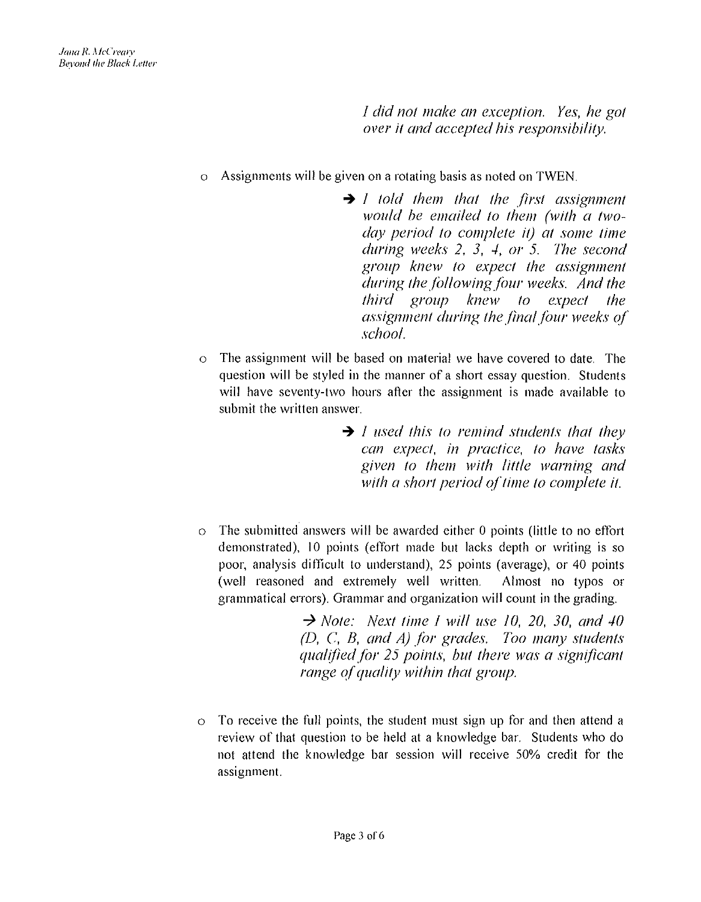*I did not make an exception. Yes, he got over it and accepted his responsibility.*

- Assignments will be given on a rotating basis as noted on TWEN.

  → *I told them that the first assignment would be emailed to them (with a two-day period to complete it) at some time during weeks 2, 3, 4, or 5. The second group knew to expect the assignment during the following four weeks. And the third group knew to expect the assignment during the final four weeks of school.*

- The assignment will be based on material we have covered to date. The question will be styled in the manner of a short essay question. Students will have seventy-two hours after the assignment is made available to submit the written answer.

  → *I used this to remind students that they can expect, in practice, to have tasks given to them with little warning and with a short period of time to complete it.*

- The submitted answers will be awarded either 0 points (little to no effort demonstrated), 10 points (effort made but lacks depth or writing is so poor, analysis difficult to understand), 25 points (average), or 40 points (well reasoned and extremely well written. Almost no typos or grammatical errors). Grammar and organization will count in the grading.

  → *Note: Next time I will use 10, 20, 30, and 40 (D, C, B, and A) for grades. Too many students qualified for 25 points, but there was a significant range of quality within that group.*

- To receive the full points, the student must sign up for and then attend a review of that question to be held at a knowledge bar. Students who do not attend the knowledge bar session will receive 50% credit for the assignment.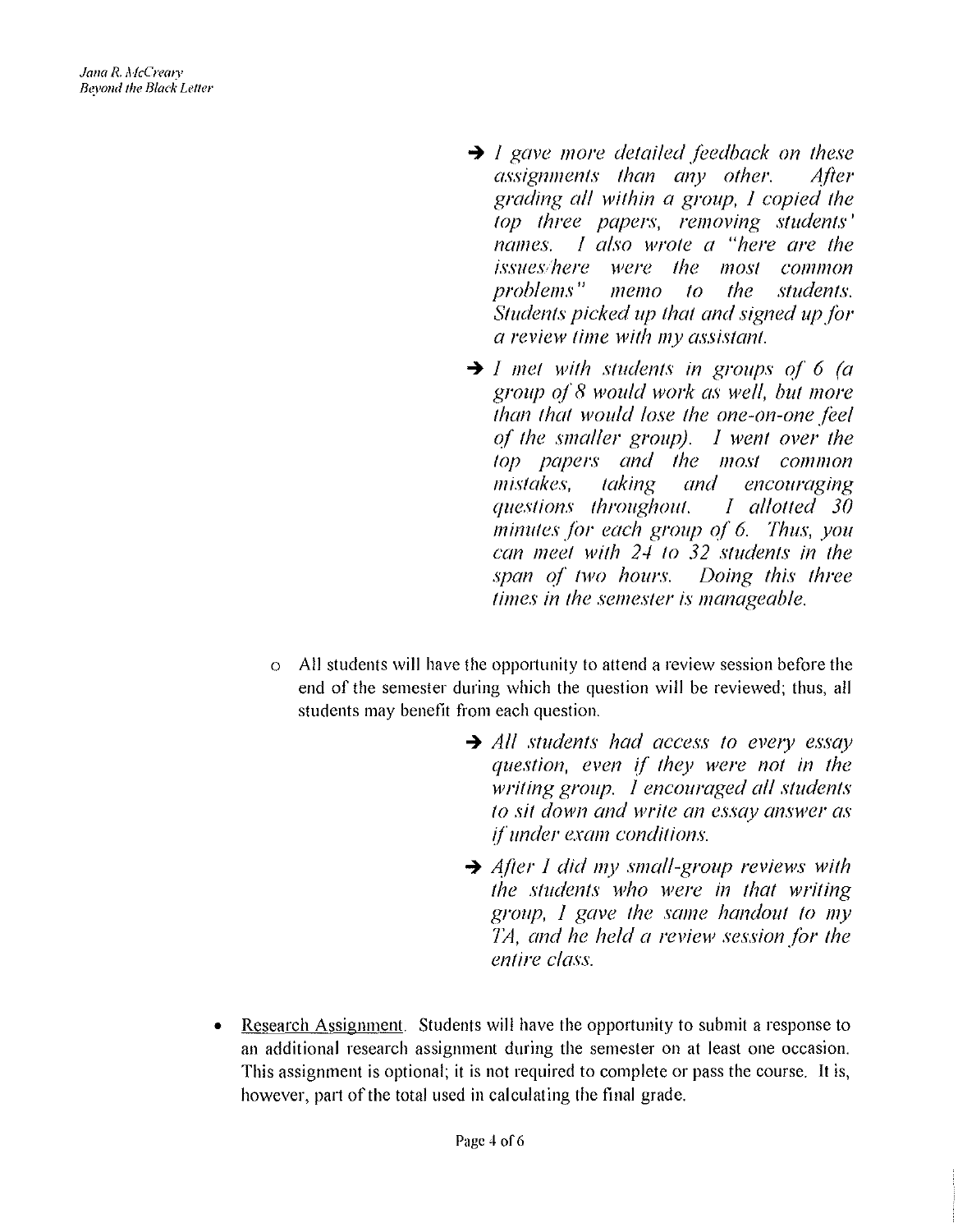- → *I gave more detailed feedback on these assignments than any other. After grading all within a group, I copied the top three papers, removing students' names. I also wrote a "here are the issues/here were the most common problems" memo to the students. Students picked up that and signed up for a review time with my assistant.*

- → *I met with students in groups of 6 (a group of 8 would work as well, but more than that would lose the one-on-one feel of the smaller group). I went over the top papers and the most common mistakes, taking and encouraging questions throughout. I allotted 30 minutes for each group of 6. Thus, you can meet with 24 to 32 students in the span of two hours. Doing this three times in the semester is manageable.*

  - All students will have the opportunity to attend a review session before the end of the semester during which the question will be reviewed; thus, all students may benefit from each question.

    - → *All students had access to every essay question, even if they were not in the writing group. I encouraged all students to sit down and write an essay answer as if under exam conditions.*

    - → *After I did my small-group reviews with the students who were in that writing group, I gave the same handout to my TA, and he held a review session for the entire class.*

- <u>Research Assignment</u>. Students will have the opportunity to submit a response to an additional research assignment during the semester on at least one occasion. This assignment is optional; it is not required to complete or pass the course. It is, however, part of the total used in calculating the final grade.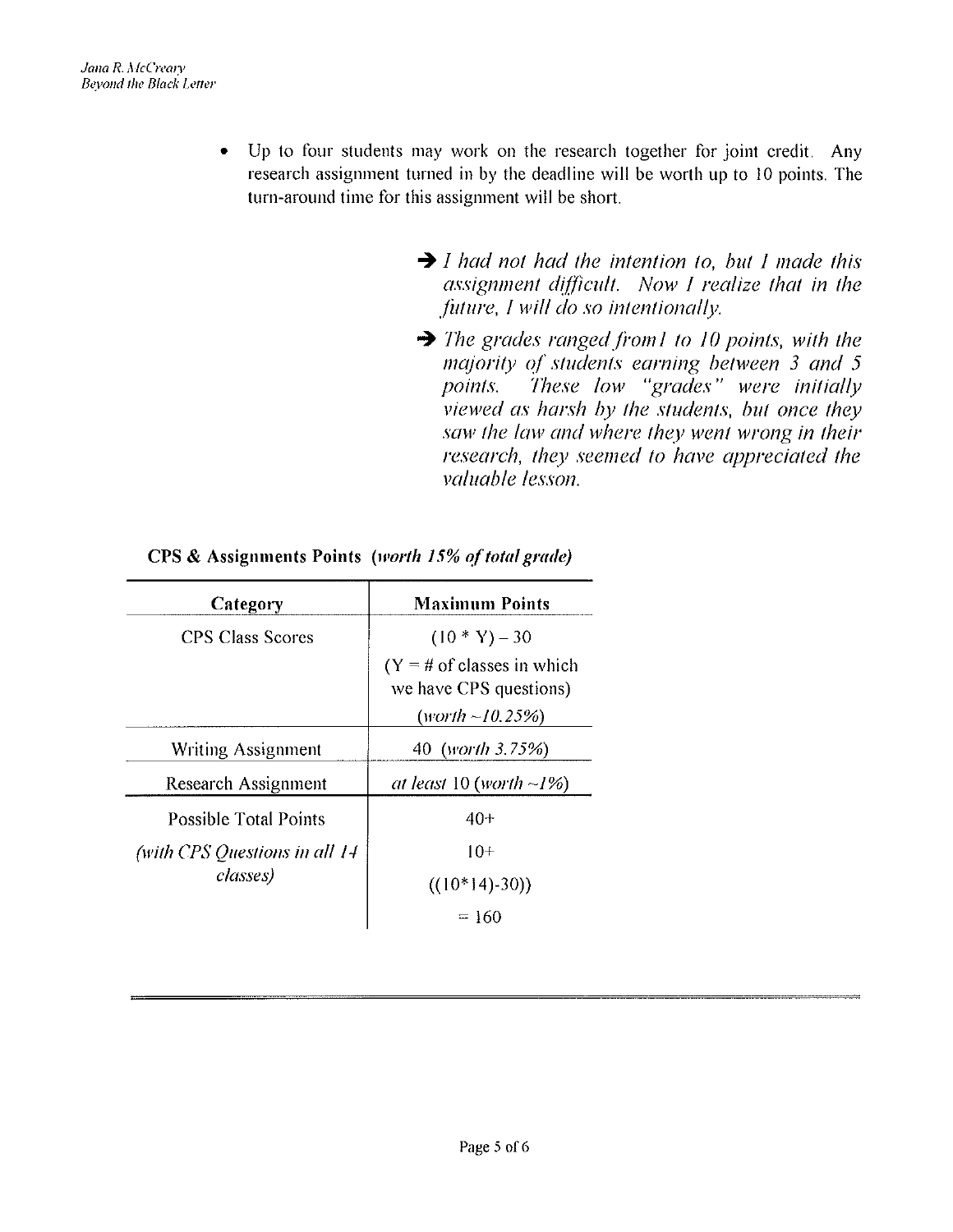- Up to four students may work on the research together for joint credit. Any research assignment turned in by the deadline will be worth up to 10 points. The turn-around time for this assignment will be short.

> ➔ *I had not had the intention to, but I made this assignment difficult. Now I realize that in the future, I will do so intentionally.*
>
> ➔ *The grades ranged from1 to 10 points, with the majority of students earning between 3 and 5 points. These low "grades" were initially viewed as harsh by the students, but once they saw the law and where they went wrong in their research, they seemed to have appreciated the valuable lesson.*

**CPS & Assignments Points** ***(worth 15% of total grade)***

| Category | Maximum Points |
|---|---|
| CPS Class Scores | $(10 * Y) - 30$ <br> ($Y$ = # of classes in which we have CPS questions) <br> *(worth ~10.25%)* |
| Writing Assignment | 40 *(worth 3.75%)* |
| Research Assignment | *at least* 10 *(worth ~1%)* |
| Possible Total Points <br> *(with CPS Questions in all 14 classes)* | 40+ <br> 10+ <br> $((10*14)-30))$ <br> = 160 |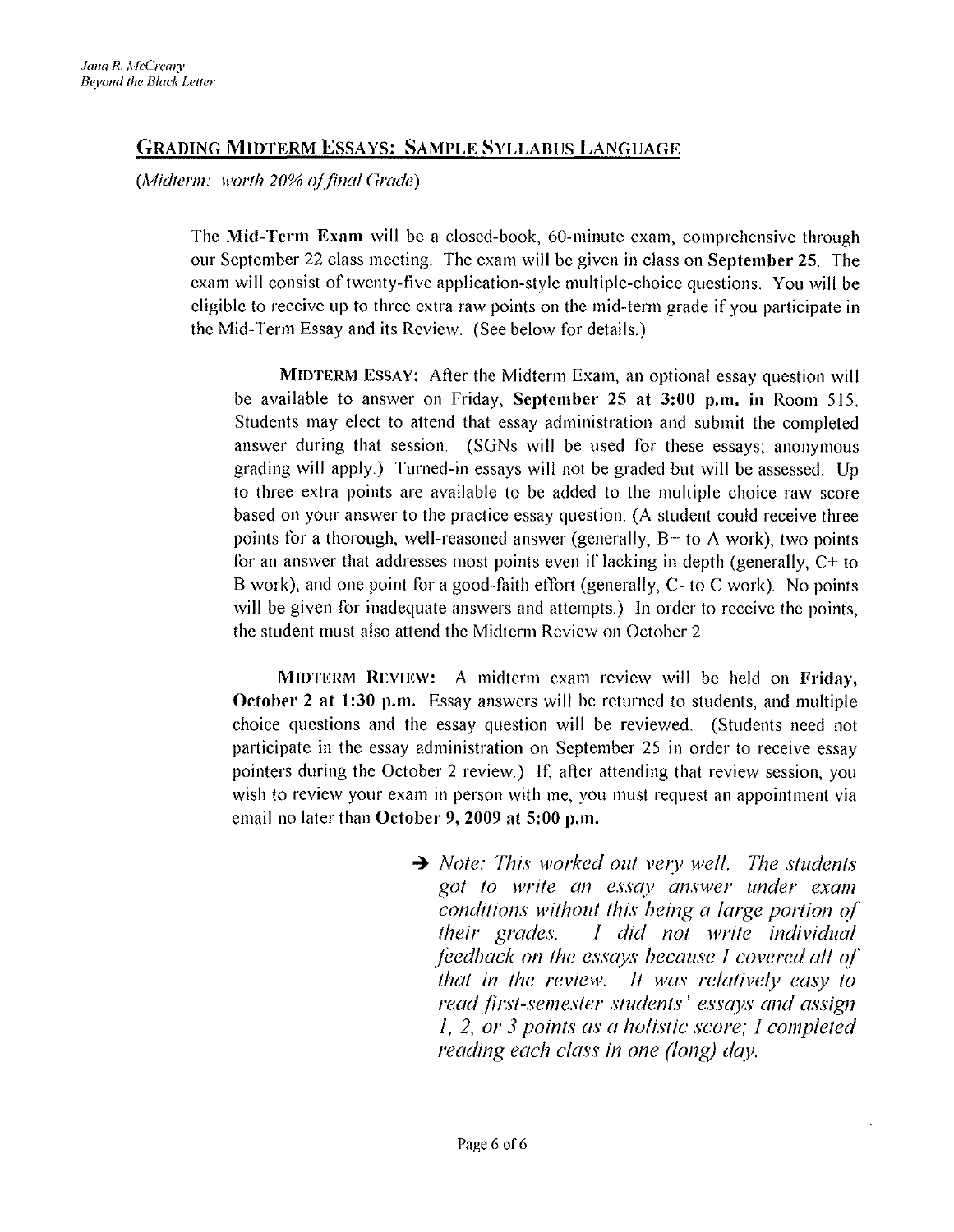## Grading Midterm Essays: Sample Syllabus Language

*(Midterm: worth 20% of final Grade)*

The **Mid-Term Exam** will be a closed-book, 60-minute exam, comprehensive through our September 22 class meeting. The exam will be given in class on **September 25**. The exam will consist of twenty-five application-style multiple-choice questions. You will be eligible to receive up to three extra raw points on the mid-term grade if you participate in the Mid-Term Essay and its Review. (See below for details.)

**Midterm Essay:** After the Midterm Exam, an optional essay question will be available to answer on Friday, **September 25 at 3:00 p.m. in** Room 515. Students may elect to attend that essay administration and submit the completed answer during that session. (SGNs will be used for these essays; anonymous grading will apply.) Turned-in essays will not be graded but will be assessed. Up to three extra points are available to be added to the multiple choice raw score based on your answer to the practice essay question. (A student could receive three points for a thorough, well-reasoned answer (generally, B+ to A work), two points for an answer that addresses most points even if lacking in depth (generally, C+ to B work), and one point for a good-faith effort (generally, C- to C work). No points will be given for inadequate answers and attempts.) In order to receive the points, the student must also attend the Midterm Review on October 2.

**Midterm Review:** A midterm exam review will be held on **Friday, October 2 at 1:30 p.m.** Essay answers will be returned to students, and multiple choice questions and the essay question will be reviewed. (Students need not participate in the essay administration on September 25 in order to receive essay pointers during the October 2 review.) If, after attending that review session, you wish to review your exam in person with me, you must request an appointment via email no later than **October 9, 2009 at 5:00 p.m.**

> → *Note: This worked out very well. The students got to write an essay answer under exam conditions without this being a large portion of their grades. I did not write individual feedback on the essays because I covered all of that in the review. It was relatively easy to read first-semester students' essays and assign 1, 2, or 3 points as a holistic score; I completed reading each class in one (long) day.*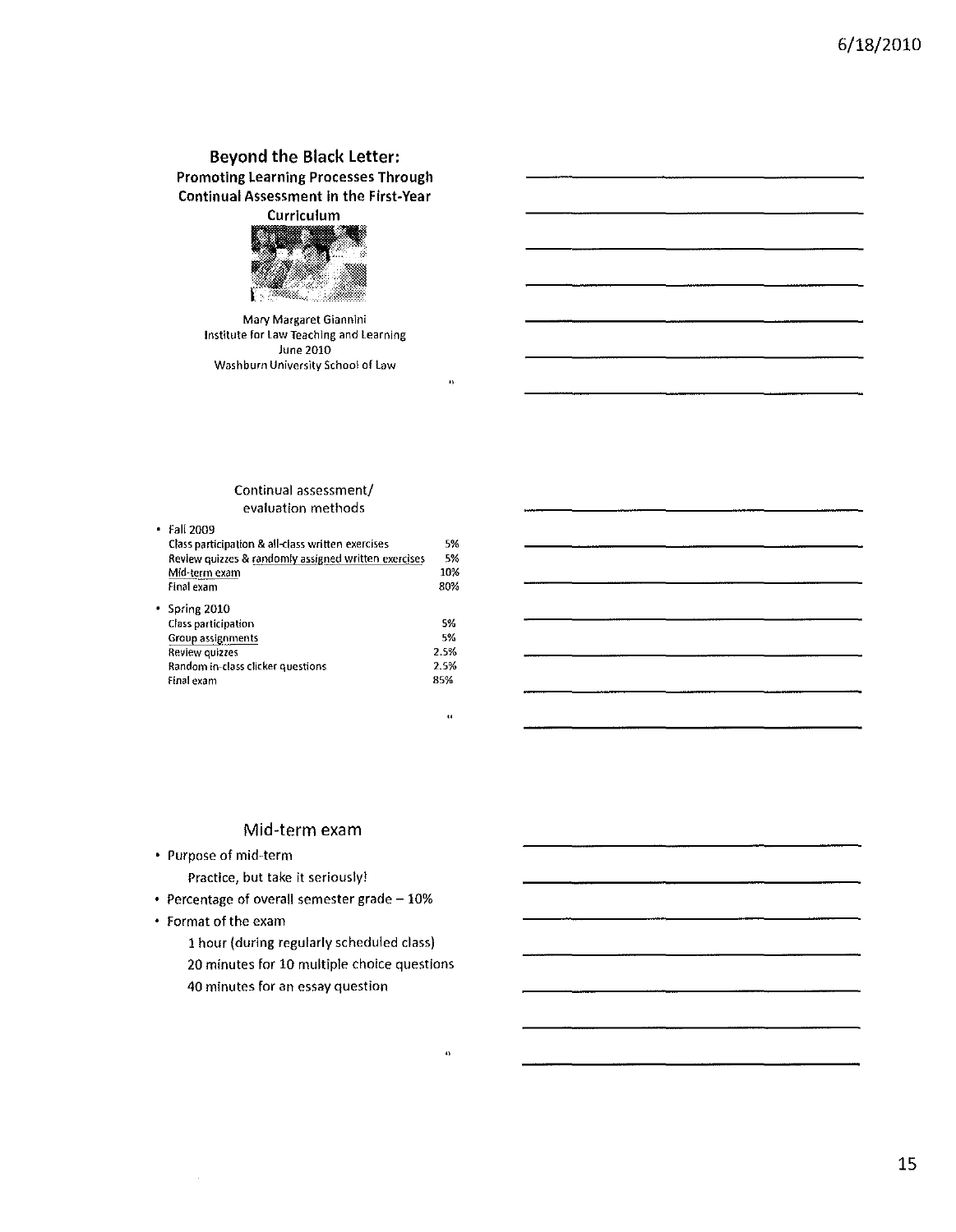## Beyond the Black Letter:

### Promoting Learning Processes Through Continual Assessment in the First-Year Curriculum

Mary Margaret Giannini
Institute for Law Teaching and Learning
June 2010
Washburn University School of Law

---

## Continual assessment/ evaluation methods

- Fall 2009

| | |
|---|---|
| Class participation & all-class written exercises | 5% |
| Review quizzes & randomly assigned written exercises | 5% |
| Mid-term exam | 10% |
| Final exam | 80% |

- Spring 2010

| | |
|---|---|
| Class participation | 5% |
| Group assignments | 5% |
| Review quizzes | 2.5% |
| Random in-class clicker questions | 2.5% |
| Final exam | 85% |

---

## Mid-term exam

- Purpose of mid-term
  - Practice, but take it seriously!
- Percentage of overall semester grade – 10%
- Format of the exam
  - 1 hour (during regularly scheduled class)
  - 20 minutes for 10 multiple choice questions
  - 40 minutes for an essay question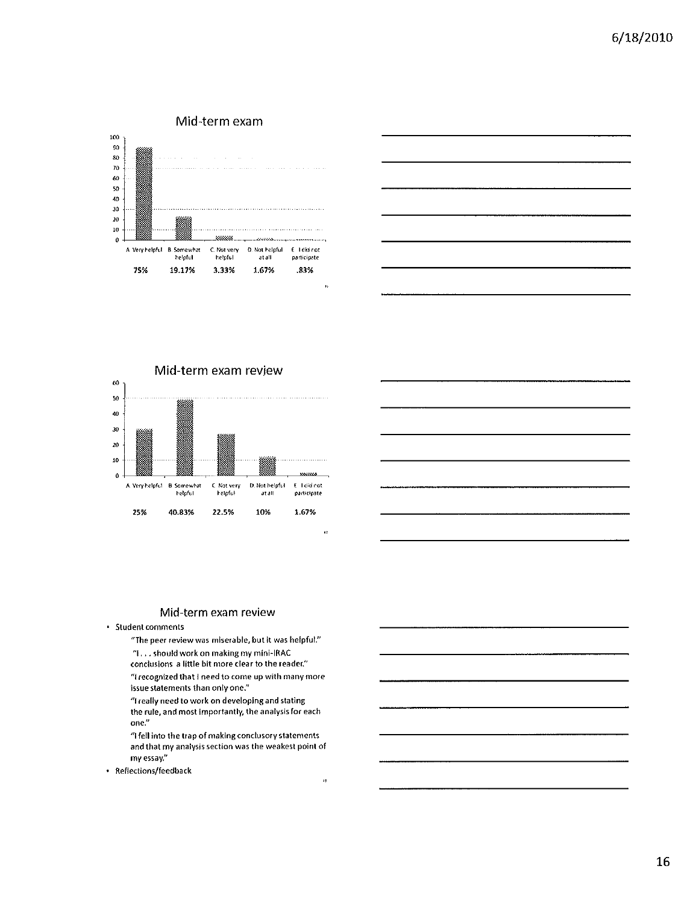## Mid-term exam

| A Very helpful | B Somewhat helpful | C Not very helpful | D Not helpful at all | E I did not participate |
|---|---|---|---|---|
| 75% | 19.17% | 3.33% | 1.67% | .83% |

## Mid-term exam review

| A Very helpful | B Somewhat helpful | C Not very helpful | D Not helpful at all | E I did not participate |
|---|---|---|---|---|
| 25% | 40.83% | 22.5% | 10% | 1.67% |

## Mid-term exam review

- Student comments
  - "The peer review was miserable, but it was helpful."
  - "I . . . should work on making my mini-IRAC conclusions a little bit more clear to the reader."
  - "I recognized that I need to come up with many more issue statements than only one."
  - "I really need to work on developing and stating the rule, and most importantly, the analysis for each one."
  - "I fell into the trap of making conclusory statements and that my analysis section was the weakest point of my essay."
- Reflections/feedback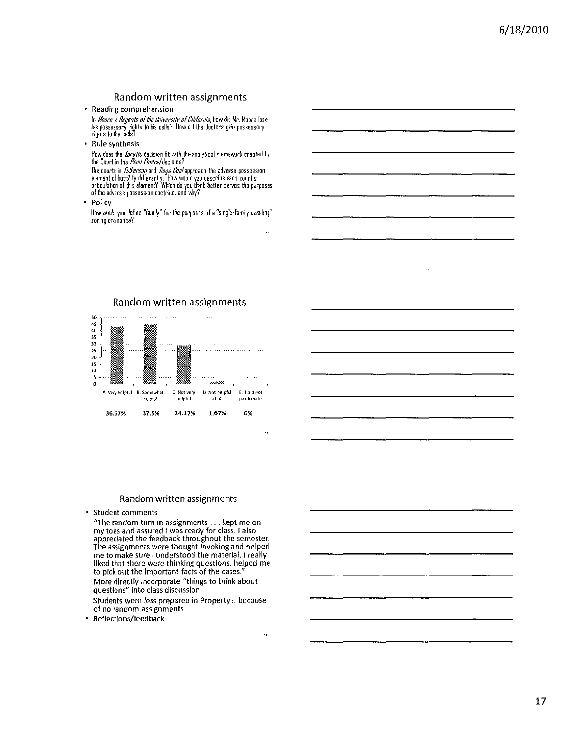## Random written assignments

- Reading comprehension

  In *Moore v. Regents of the University of California*, how did Mr. Moore lose his possessory rights to his cells? How did the doctors gain possessory rights to the cells?

- Rule synthesis

  How does the *Loretto* decision fit with the analytical framework created by the Court in the *Penn Central* decision?

  The courts in *Fulkerson* and *Tioga Coal* approach the adverse possession element of hostility differently. How would you describe each court's articulation of this element? Which do you think better serves the purposes of the adverse possession doctrine, and why?

- Policy

  How would you define "family" for the purposes of a "single-family dwelling" zoning ordinance?

## Random written assignments

| A Very helpful | B Somewhat helpful | C Not very helpful | D Not helpful at all | E I did not participate |
|---|---|---|---|---|
| 36.67% | 37.5% | 24.17% | 1.67% | 0% |

## Random written assignments

- Student comments

  "The random turn in assignments . . . kept me on my toes and assured I was ready for class. I also appreciated the feedback throughout the semester. The assignments were thought invoking and helped me to make sure I understood the material. I really liked that there were thinking questions, helped me to pick out the important facts of the cases."

  More directly incorporate "things to think about questions" into class discussion

  Students were less prepared in Property II because of no random assignments

- Reflections/feedback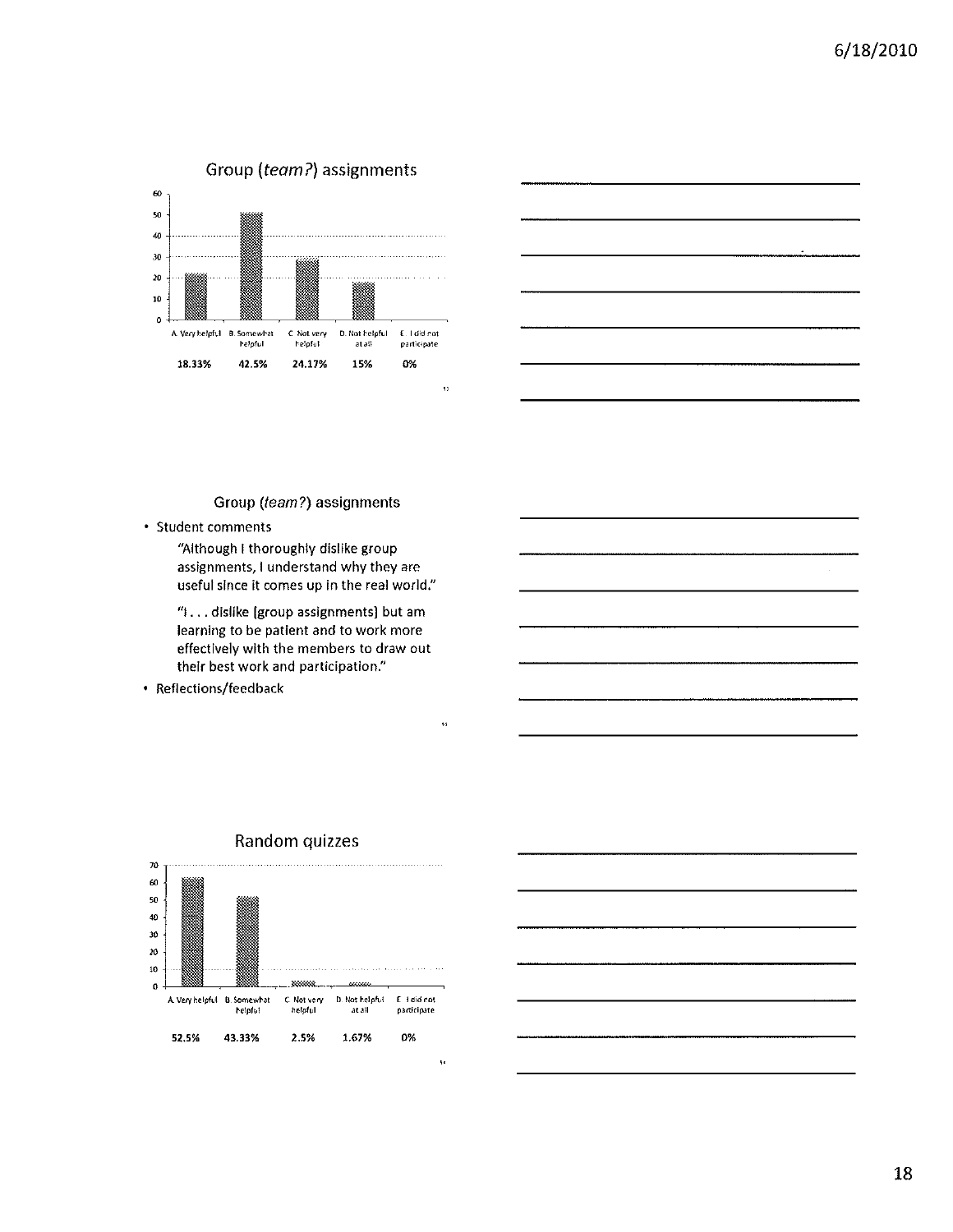## Group (*team?*) assignments

| A. Very helpful | B. Somewhat helpful | C. Not very helpful | D. Not helpful at all | E. I did not participate |
|---|---|---|---|---|
| 18.33% | 42.5% | 24.17% | 15% | 0% |

## Group (*team?*) assignments

- Student comments

  "Although I thoroughly dislike group assignments, I understand why they are useful since it comes up in the real world."

  "I . . . dislike [group assignments] but am learning to be patient and to work more effectively with the members to draw out their best work and participation."

- Reflections/feedback

## Random quizzes

| A. Very helpful | B. Somewhat helpful | C. Not very helpful | D. Not helpful at all | E. I did not participate |
|---|---|---|---|---|
| 52.5% | 43.33% | 2.5% | 1.67% | 0% |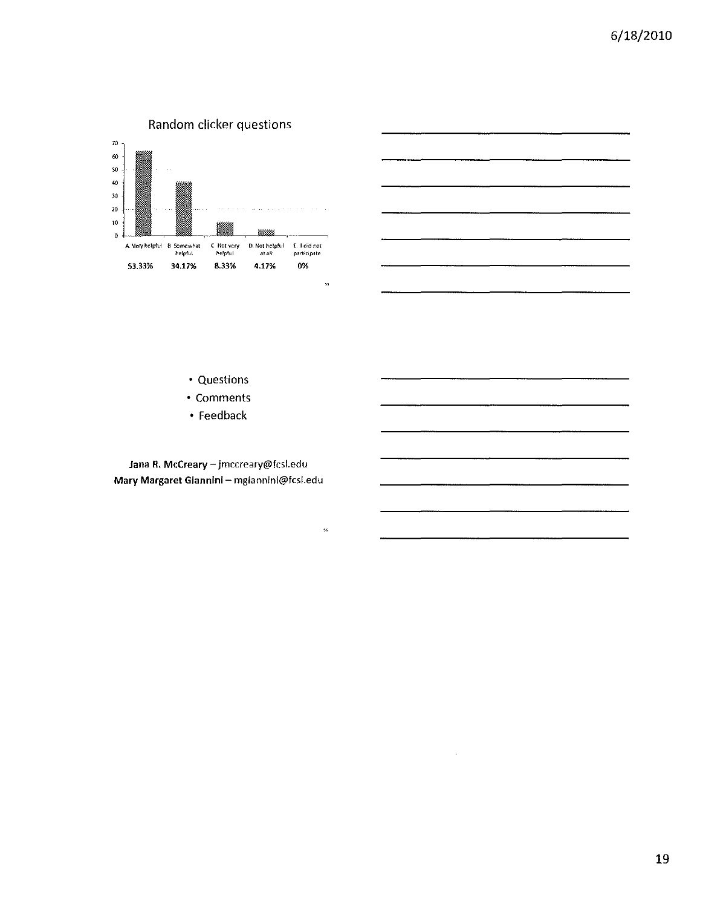## Random clicker questions

| A. Very helpful | B. Somewhat helpful | C. Not very helpful | D. Not helpful at all | E. I did not participate |
|---|---|---|---|---|
| 53.33% | 34.17% | 8.33% | 4.17% | 0% |

- Questions
- Comments
- Feedback

**Jana R. McCreary** – jmccreary@fcsl.edu

**Mary Margaret Giannini** – mgiannini@fcsl.edu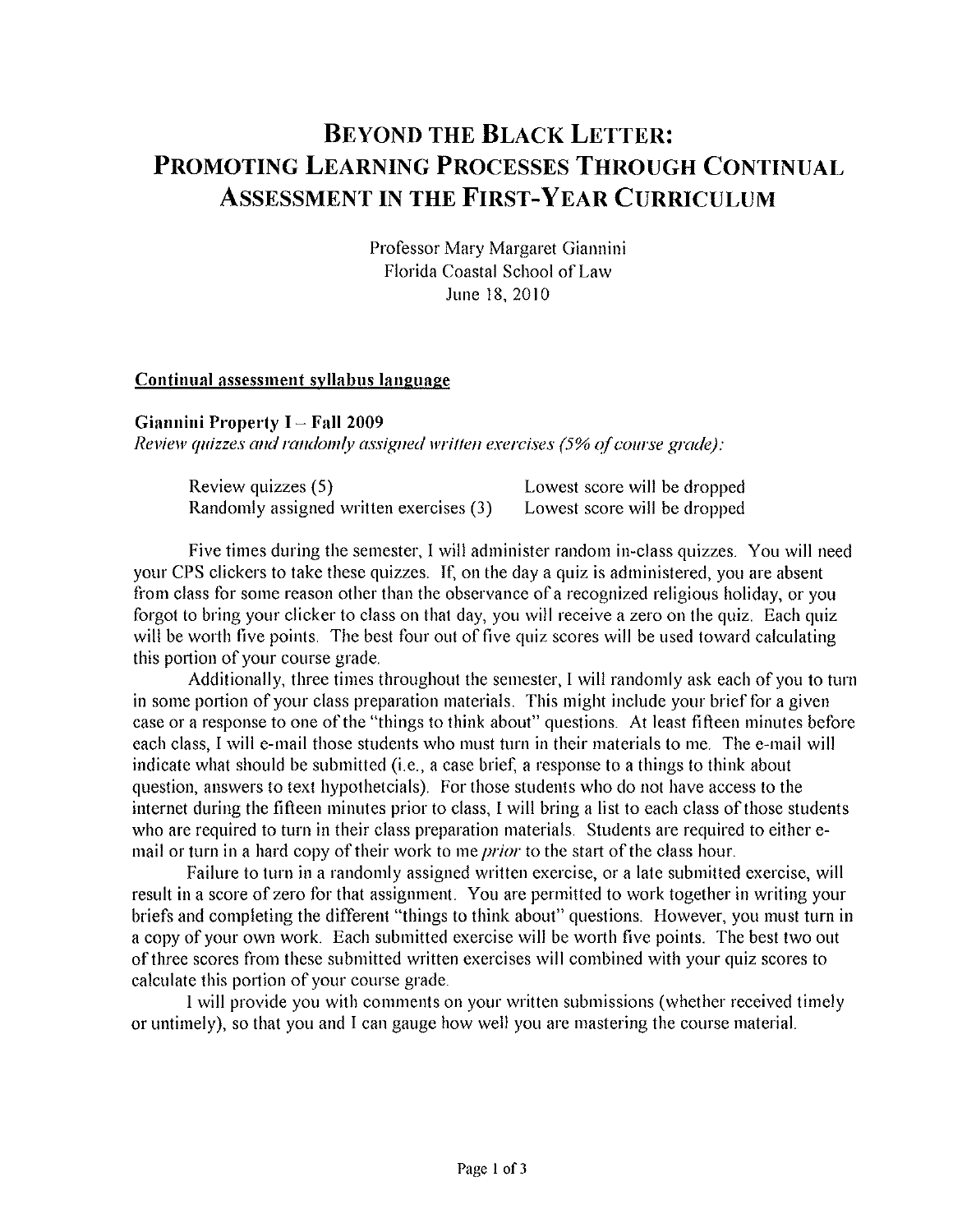# BEYOND THE BLACK LETTER: PROMOTING LEARNING PROCESSES THROUGH CONTINUAL ASSESSMENT IN THE FIRST-YEAR CURRICULUM

Professor Mary Margaret Giannini
Florida Coastal School of Law
June 18, 2010

**Continual assessment syllabus language**

**Giannini Property I – Fall 2009**

*Review quizzes and randomly assigned written exercises (5% of course grade):*

| | |
|---|---|
| Review quizzes (5) | Lowest score will be dropped |
| Randomly assigned written exercises (3) | Lowest score will be dropped |

Five times during the semester, I will administer random in-class quizzes. You will need your CPS clickers to take these quizzes. If, on the day a quiz is administered, you are absent from class for some reason other than the observance of a recognized religious holiday, or you forgot to bring your clicker to class on that day, you will receive a zero on the quiz. Each quiz will be worth five points. The best four out of five quiz scores will be used toward calculating this portion of your course grade.

Additionally, three times throughout the semester, I will randomly ask each of you to turn in some portion of your class preparation materials. This might include your brief for a given case or a response to one of the "things to think about" questions. At least fifteen minutes before each class, I will e-mail those students who must turn in their materials to me. The e-mail will indicate what should be submitted (i.e., a case brief, a response to a things to think about question, answers to text hypothetcials). For those students who do not have access to the internet during the fifteen minutes prior to class, I will bring a list to each class of those students who are required to turn in their class preparation materials. Students are required to either e-mail or turn in a hard copy of their work to me *prior* to the start of the class hour.

Failure to turn in a randomly assigned written exercise, or a late submitted exercise, will result in a score of zero for that assignment. You are permitted to work together in writing your briefs and completing the different "things to think about" questions. However, you must turn in a copy of your own work. Each submitted exercise will be worth five points. The best two out of three scores from these submitted written exercises will combined with your quiz scores to calculate this portion of your course grade.

I will provide you with comments on your written submissions (whether received timely or untimely), so that you and I can gauge how well you are mastering the course material.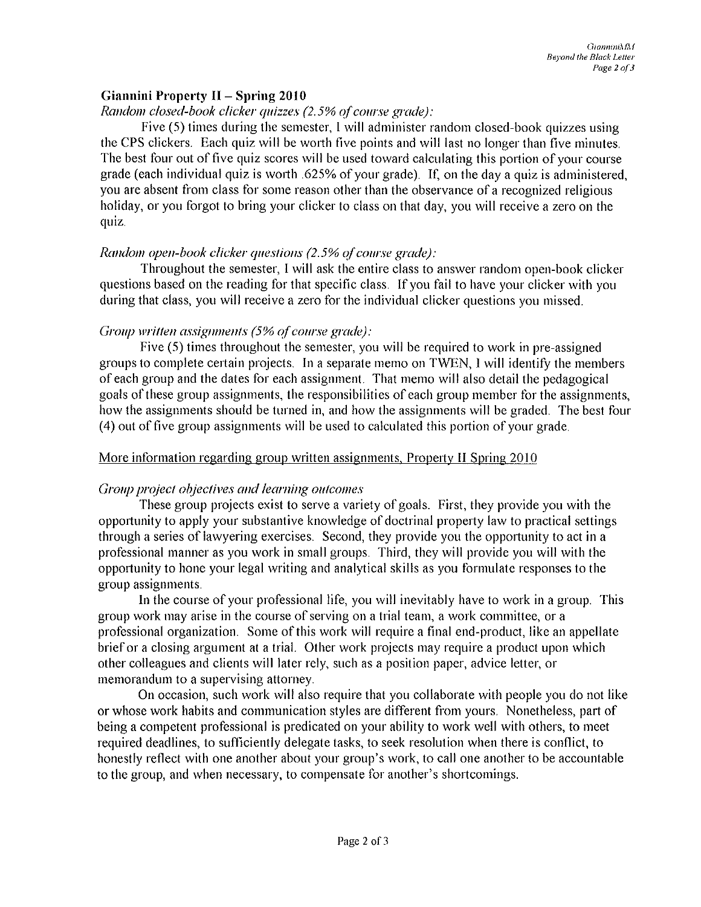**Giannini Property II – Spring 2010**

*Random closed-book clicker quizzes (2.5% of course grade):*

Five (5) times during the semester, I will administer random closed-book quizzes using the CPS clickers. Each quiz will be worth five points and will last no longer than five minutes. The best four out of five quiz scores will be used toward calculating this portion of your course grade (each individual quiz is worth .625% of your grade). If, on the day a quiz is administered, you are absent from class for some reason other than the observance of a recognized religious holiday, or you forgot to bring your clicker to class on that day, you will receive a zero on the quiz.

*Random open-book clicker questions (2.5% of course grade):*

Throughout the semester, I will ask the entire class to answer random open-book clicker questions based on the reading for that specific class. If you fail to have your clicker with you during that class, you will receive a zero for the individual clicker questions you missed.

*Group written assignments (5% of course grade):*

Five (5) times throughout the semester, you will be required to work in pre-assigned groups to complete certain projects. In a separate memo on TWEN, I will identify the members of each group and the dates for each assignment. That memo will also detail the pedagogical goals of these group assignments, the responsibilities of each group member for the assignments, how the assignments should be turned in, and how the assignments will be graded. The best four (4) out of five group assignments will be used to calculated this portion of your grade.

<u>More information regarding group written assignments, Property II Spring 2010</u>

*Group project objectives and learning outcomes*

These group projects exist to serve a variety of goals. First, they provide you with the opportunity to apply your substantive knowledge of doctrinal property law to practical settings through a series of lawyering exercises. Second, they provide you the opportunity to act in a professional manner as you work in small groups. Third, they will provide you will with the opportunity to hone your legal writing and analytical skills as you formulate responses to the group assignments.

In the course of your professional life, you will inevitably have to work in a group. This group work may arise in the course of serving on a trial team, a work committee, or a professional organization. Some of this work will require a final end-product, like an appellate brief or a closing argument at a trial. Other work projects may require a product upon which other colleagues and clients will later rely, such as a position paper, advice letter, or memorandum to a supervising attorney.

On occasion, such work will also require that you collaborate with people you do not like or whose work habits and communication styles are different from yours. Nonetheless, part of being a competent professional is predicated on your ability to work well with others, to meet required deadlines, to sufficiently delegate tasks, to seek resolution when there is conflict, to honestly reflect with one another about your group's work, to call one another to be accountable to the group, and when necessary, to compensate for another's shortcomings.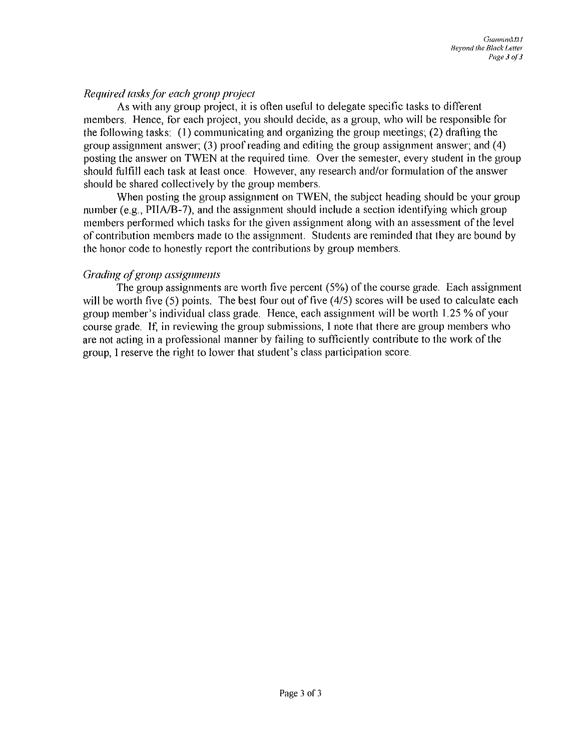*Required tasks for each group project*

As with any group project, it is often useful to delegate specific tasks to different members. Hence, for each project, you should decide, as a group, who will be responsible for the following tasks: (1) communicating and organizing the group meetings; (2) drafting the group assignment answer; (3) proof reading and editing the group assignment answer; and (4) posting the answer on TWEN at the required time. Over the semester, every student in the group should fulfill each task at least once. However, any research and/or formulation of the answer should be shared collectively by the group members.

When posting the group assignment on TWEN, the subject heading should be your group number (e.g., PIIA/B-7), and the assignment should include a section identifying which group members performed which tasks for the given assignment along with an assessment of the level of contribution members made to the assignment. Students are reminded that they are bound by the honor code to honestly report the contributions by group members.

*Grading of group assignments*

The group assignments are worth five percent (5%) of the course grade. Each assignment will be worth five (5) points. The best four out of five (4/5) scores will be used to calculate each group member's individual class grade. Hence, each assignment will be worth 1.25 % of your course grade. If, in reviewing the group submissions, I note that there are group members who are not acting in a professional manner by failing to sufficiently contribute to the work of the group, I reserve the right to lower that student's class participation score.